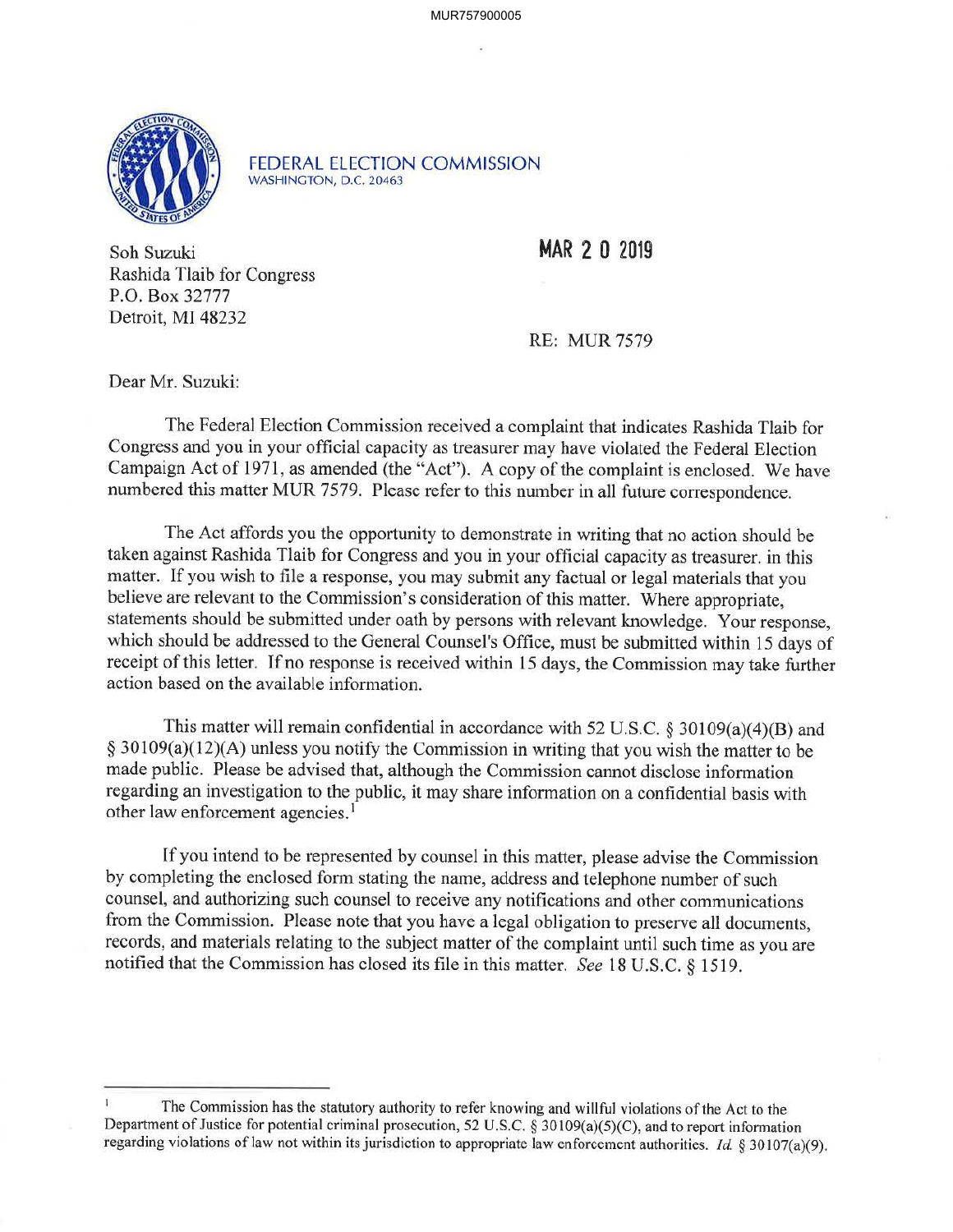**FEDERAL ELECTION COMMISSION**
WASHINGTON, D.C. 20463

Soh Suzuki
Rashida Tlaib for Congress
P.O. Box 32777
Detroit, MI 48232

**MAR 2 0 2019**

RE: MUR 7579

Dear Mr. Suzuki:

The Federal Election Commission received a complaint that indicates Rashida Tlaib for Congress and you in your official capacity as treasurer may have violated the Federal Election Campaign Act of 1971, as amended (the "Act"). A copy of the complaint is enclosed. We have numbered this matter MUR 7579. Please refer to this number in all future correspondence.

The Act affords you the opportunity to demonstrate in writing that no action should be taken against Rashida Tlaib for Congress and you in your official capacity as treasurer. in this matter. If you wish to file a response, you may submit any factual or legal materials that you believe are relevant to the Commission's consideration of this matter. Where appropriate, statements should be submitted under oath by persons with relevant knowledge. Your response, which should be addressed to the General Counsel's Office, must be submitted within 15 days of receipt of this letter. If no response is received within 15 days, the Commission may take further action based on the available information.

This matter will remain confidential in accordance with 52 U.S.C. § 30109(a)(4)(B) and § 30109(a)(12)(A) unless you notify the Commission in writing that you wish the matter to be made public. Please be advised that, although the Commission cannot disclose information regarding an investigation to the public, it may share information on a confidential basis with other law enforcement agencies.[1]

If you intend to be represented by counsel in this matter, please advise the Commission by completing the enclosed form stating the name, address and telephone number of such counsel, and authorizing such counsel to receive any notifications and other communications from the Commission. Please note that you have a legal obligation to preserve all documents, records, and materials relating to the subject matter of the complaint until such time as you are notified that the Commission has closed its file in this matter. *See* 18 U.S.C. § 1519.

---

[1] The Commission has the statutory authority to refer knowing and willful violations of the Act to the Department of Justice for potential criminal prosecution, 52 U.S.C. § 30109(a)(5)(C), and to report information regarding violations of law not within its jurisdiction to appropriate law enforcement authorities. *Id.* § 30107(a)(9).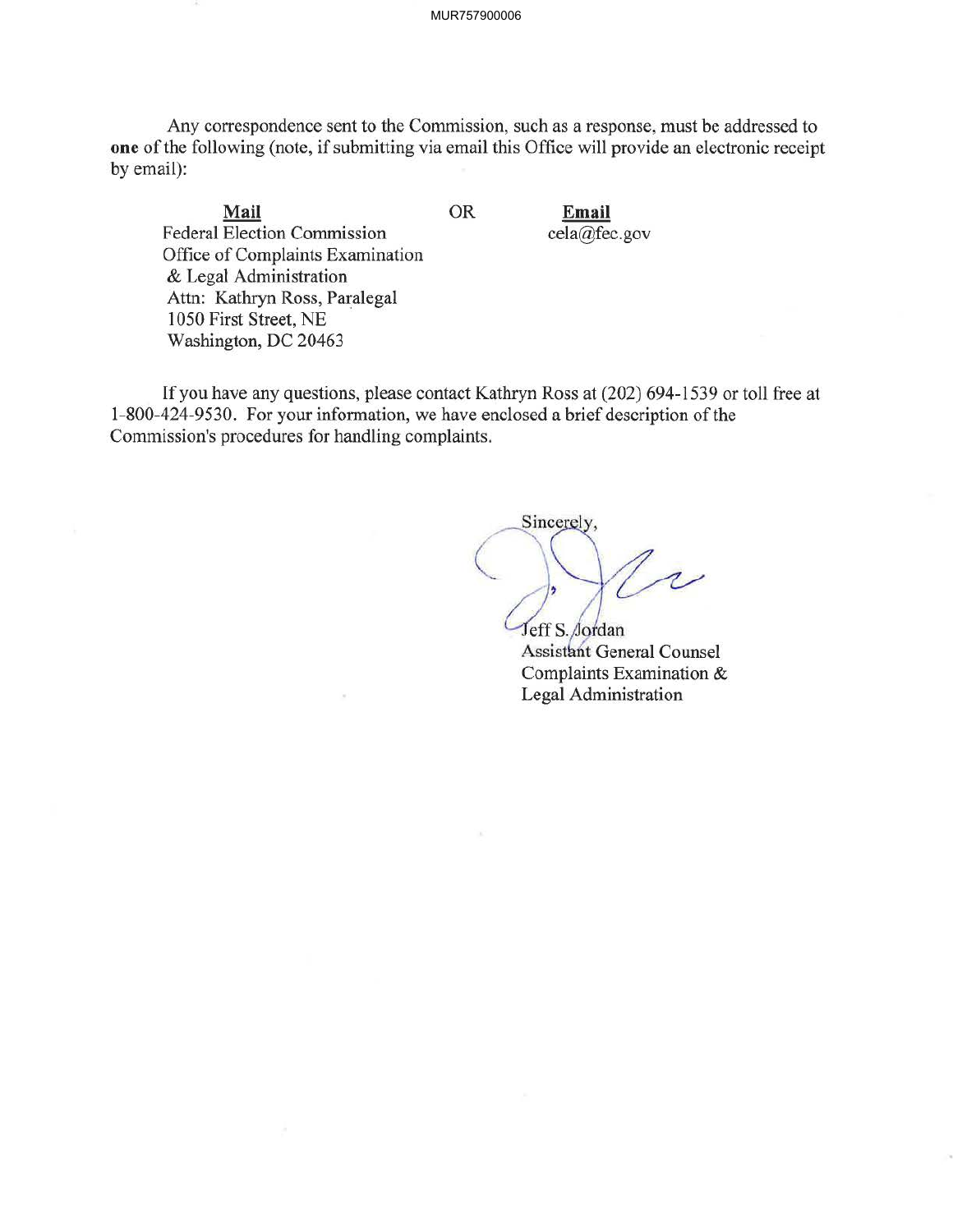Any correspondence sent to the Commission, such as a response, must be addressed to **one** of the following (note, if submitting via email this Office will provide an electronic receipt by email):

**Mail**
Federal Election Commission
Office of Complaints Examination
& Legal Administration
Attn: Kathryn Ross, Paralegal
1050 First Street, NE
Washington, DC 20463

OR

**Email**
cela@fec.gov

If you have any questions, please contact Kathryn Ross at (202) 694-1539 or toll free at 1-800-424-9530. For your information, we have enclosed a brief description of the Commission's procedures for handling complaints.

Sincerely,

Jeff S. Jordan
Assistant General Counsel
Complaints Examination &
Legal Administration